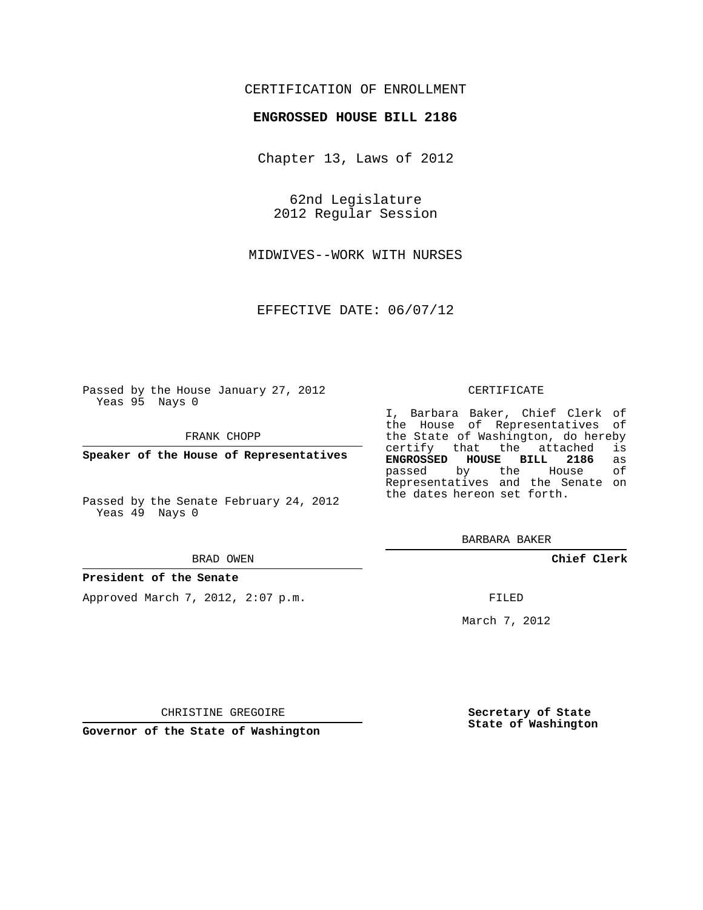CERTIFICATION OF ENROLLMENT

**ENGROSSED HOUSE BILL 2186**

Chapter 13, Laws of 2012

62nd Legislature
2012 Regular Session

MIDWIVES--WORK WITH NURSES

EFFECTIVE DATE: 06/07/12

Passed by the House January 27, 2012
Yeas 95 Nays 0

FRANK CHOPP

**Speaker of the House of Representatives**

Passed by the Senate February 24, 2012
Yeas 49 Nays 0

BRAD OWEN

**President of the Senate**

Approved March 7, 2012, 2:07 p.m.

CHRISTINE GREGOIRE

**Governor of the State of Washington**

CERTIFICATE

I, Barbara Baker, Chief Clerk of the House of Representatives of the State of Washington, do hereby certify that the attached is **ENGROSSED HOUSE BILL 2186** as passed by the House of Representatives and the Senate on the dates hereon set forth.

BARBARA BAKER

**Chief Clerk**

FILED

March 7, 2012

**Secretary of State**
**State of Washington**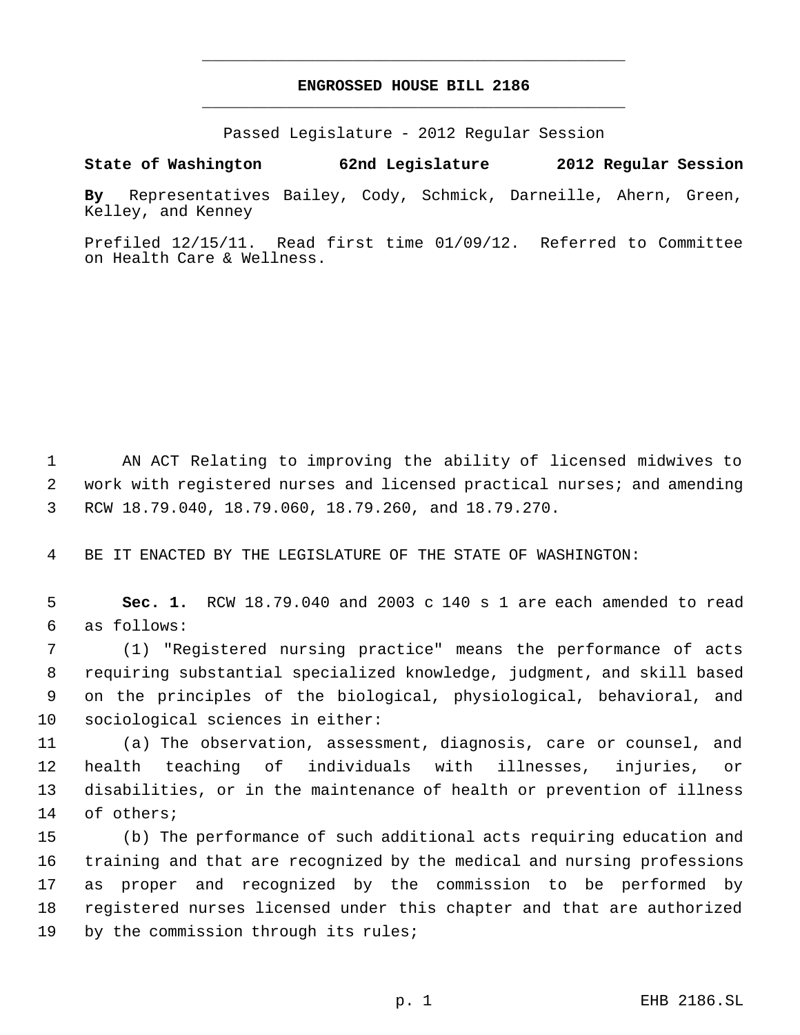**ENGROSSED HOUSE BILL 2186**

Passed Legislature - 2012 Regular Session

**State of Washington 62nd Legislature 2012 Regular Session**

**By** Representatives Bailey, Cody, Schmick, Darneille, Ahern, Green, Kelley, and Kenney

Prefiled 12/15/11. Read first time 01/09/12. Referred to Committee on Health Care & Wellness.

AN ACT Relating to improving the ability of licensed midwives to work with registered nurses and licensed practical nurses; and amending RCW 18.79.040, 18.79.060, 18.79.260, and 18.79.270.

BE IT ENACTED BY THE LEGISLATURE OF THE STATE OF WASHINGTON:

**Sec. 1.** RCW 18.79.040 and 2003 c 140 s 1 are each amended to read as follows:

(1) "Registered nursing practice" means the performance of acts requiring substantial specialized knowledge, judgment, and skill based on the principles of the biological, physiological, behavioral, and sociological sciences in either:

(a) The observation, assessment, diagnosis, care or counsel, and health teaching of individuals with illnesses, injuries, or disabilities, or in the maintenance of health or prevention of illness of others;

(b) The performance of such additional acts requiring education and training and that are recognized by the medical and nursing professions as proper and recognized by the commission to be performed by registered nurses licensed under this chapter and that are authorized by the commission through its rules;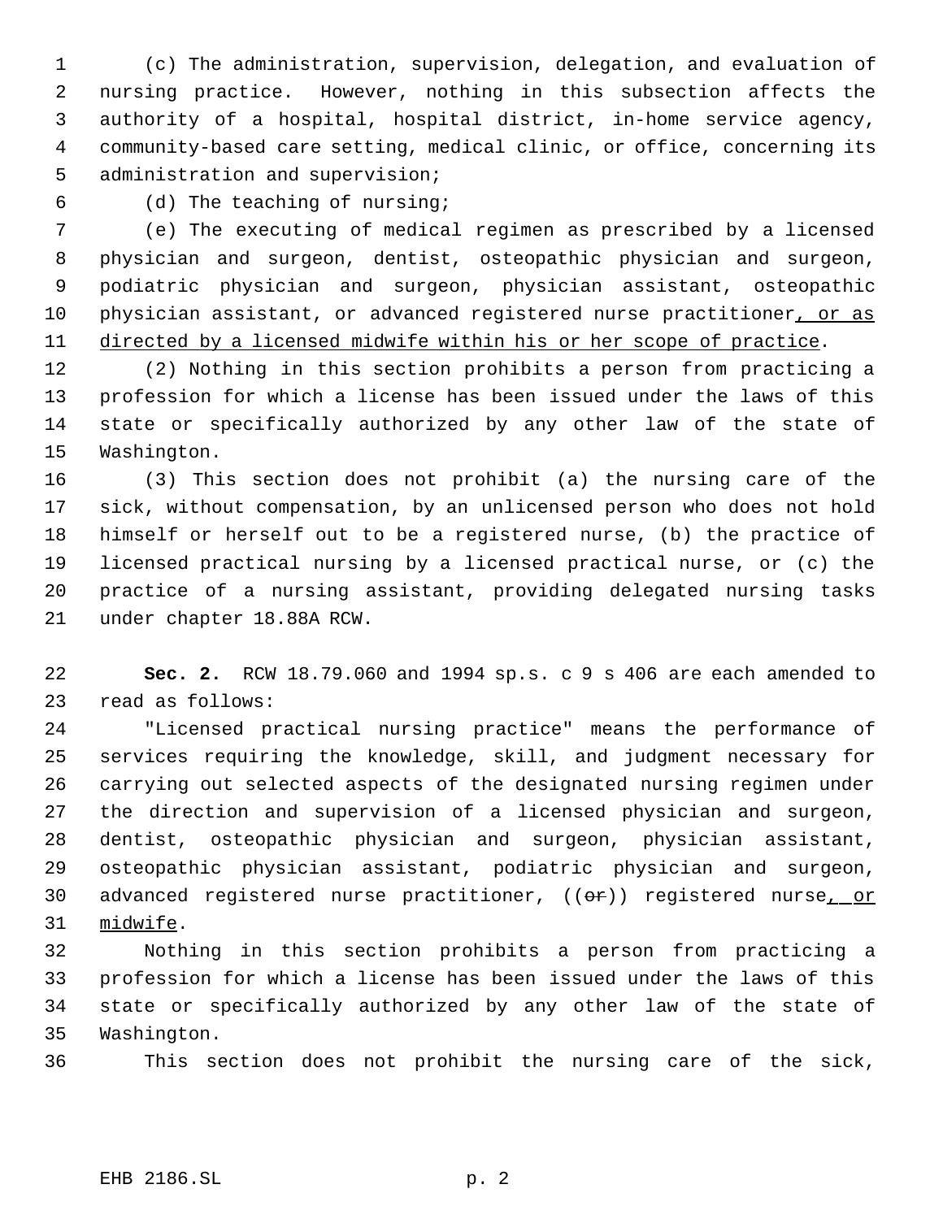(c) The administration, supervision, delegation, and evaluation of nursing practice. However, nothing in this subsection affects the authority of a hospital, hospital district, in-home service agency, community-based care setting, medical clinic, or office, concerning its administration and supervision;

(d) The teaching of nursing;

(e) The executing of medical regimen as prescribed by a licensed physician and surgeon, dentist, osteopathic physician and surgeon, podiatric physician and surgeon, physician assistant, osteopathic physician assistant, or advanced registered nurse practitioner<u>, or as directed by a licensed midwife within his or her scope of practice</u>.

(2) Nothing in this section prohibits a person from practicing a profession for which a license has been issued under the laws of this state or specifically authorized by any other law of the state of Washington.

(3) This section does not prohibit (a) the nursing care of the sick, without compensation, by an unlicensed person who does not hold himself or herself out to be a registered nurse, (b) the practice of licensed practical nursing by a licensed practical nurse, or (c) the practice of a nursing assistant, providing delegated nursing tasks under chapter 18.88A RCW.

**Sec. 2.** RCW 18.79.060 and 1994 sp.s. c 9 s 406 are each amended to read as follows:

"Licensed practical nursing practice" means the performance of services requiring the knowledge, skill, and judgment necessary for carrying out selected aspects of the designated nursing regimen under the direction and supervision of a licensed physician and surgeon, dentist, osteopathic physician and surgeon, physician assistant, osteopathic physician assistant, podiatric physician and surgeon, advanced registered nurse practitioner, ((~~or~~)) registered nurse<u>, or midwife</u>.

Nothing in this section prohibits a person from practicing a profession for which a license has been issued under the laws of this state or specifically authorized by any other law of the state of Washington.

This section does not prohibit the nursing care of the sick,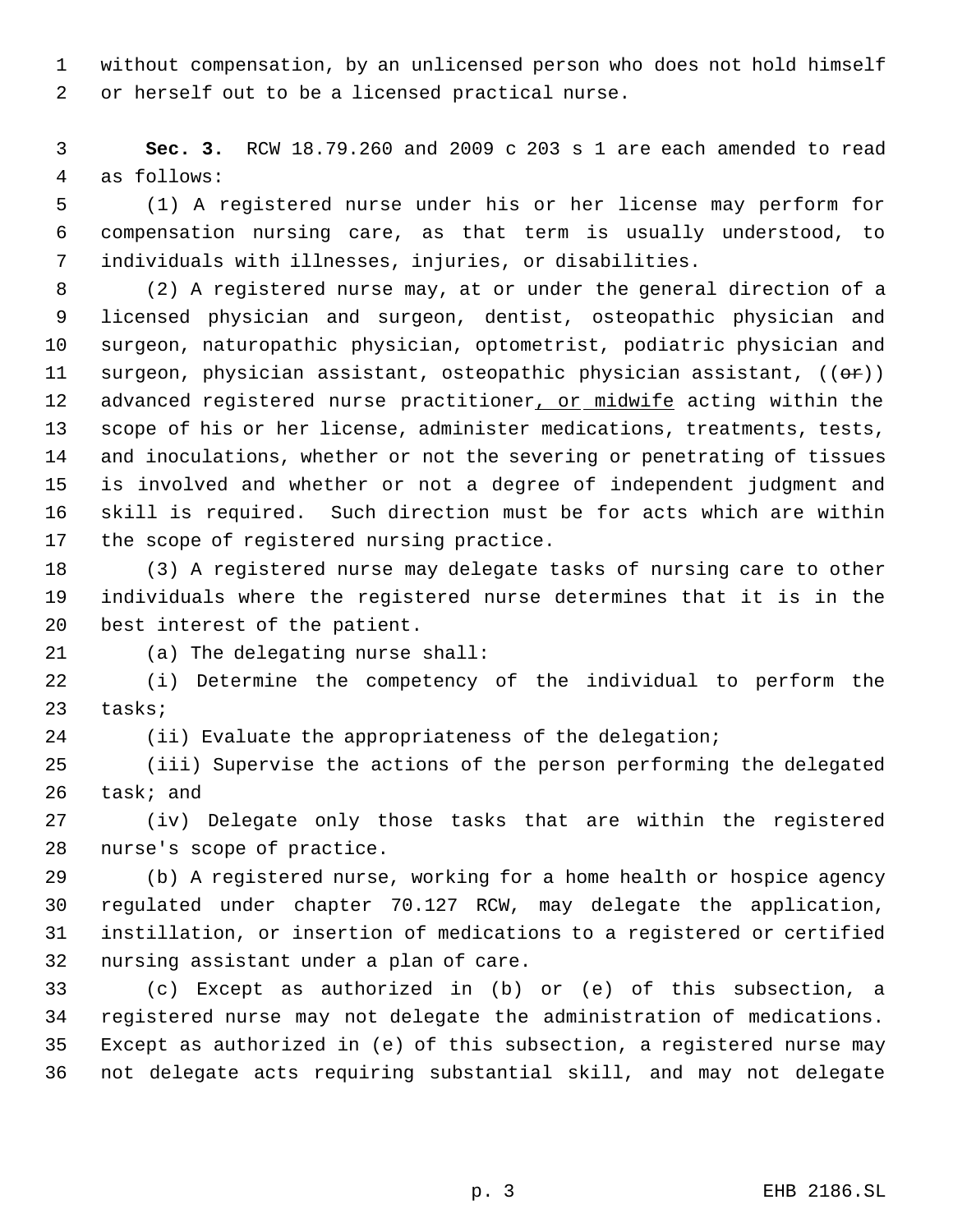without compensation, by an unlicensed person who does not hold himself or herself out to be a licensed practical nurse.

**Sec. 3.** RCW 18.79.260 and 2009 c 203 s 1 are each amended to read as follows:

(1) A registered nurse under his or her license may perform for compensation nursing care, as that term is usually understood, to individuals with illnesses, injuries, or disabilities.

(2) A registered nurse may, at or under the general direction of a licensed physician and surgeon, dentist, osteopathic physician and surgeon, naturopathic physician, optometrist, podiatric physician and surgeon, physician assistant, osteopathic physician assistant, ((~~or~~)) advanced registered nurse practitioner, or midwife acting within the scope of his or her license, administer medications, treatments, tests, and inoculations, whether or not the severing or penetrating of tissues is involved and whether or not a degree of independent judgment and skill is required. Such direction must be for acts which are within the scope of registered nursing practice.

(3) A registered nurse may delegate tasks of nursing care to other individuals where the registered nurse determines that it is in the best interest of the patient.

(a) The delegating nurse shall:

(i) Determine the competency of the individual to perform the tasks;

(ii) Evaluate the appropriateness of the delegation;

(iii) Supervise the actions of the person performing the delegated task; and

(iv) Delegate only those tasks that are within the registered nurse's scope of practice.

(b) A registered nurse, working for a home health or hospice agency regulated under chapter 70.127 RCW, may delegate the application, instillation, or insertion of medications to a registered or certified nursing assistant under a plan of care.

(c) Except as authorized in (b) or (e) of this subsection, a registered nurse may not delegate the administration of medications. Except as authorized in (e) of this subsection, a registered nurse may not delegate acts requiring substantial skill, and may not delegate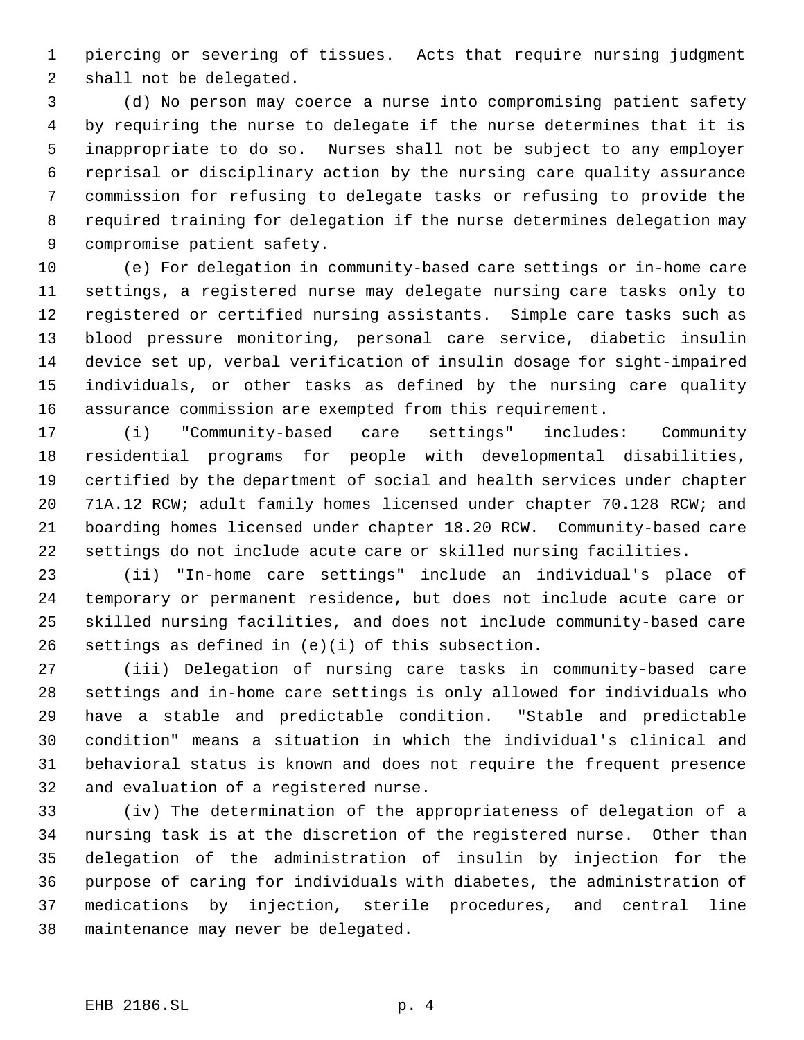piercing or severing of tissues. Acts that require nursing judgment shall not be delegated.

(d) No person may coerce a nurse into compromising patient safety by requiring the nurse to delegate if the nurse determines that it is inappropriate to do so. Nurses shall not be subject to any employer reprisal or disciplinary action by the nursing care quality assurance commission for refusing to delegate tasks or refusing to provide the required training for delegation if the nurse determines delegation may compromise patient safety.

(e) For delegation in community-based care settings or in-home care settings, a registered nurse may delegate nursing care tasks only to registered or certified nursing assistants. Simple care tasks such as blood pressure monitoring, personal care service, diabetic insulin device set up, verbal verification of insulin dosage for sight-impaired individuals, or other tasks as defined by the nursing care quality assurance commission are exempted from this requirement.

(i) "Community-based care settings" includes: Community residential programs for people with developmental disabilities, certified by the department of social and health services under chapter 71A.12 RCW; adult family homes licensed under chapter 70.128 RCW; and boarding homes licensed under chapter 18.20 RCW. Community-based care settings do not include acute care or skilled nursing facilities.

(ii) "In-home care settings" include an individual's place of temporary or permanent residence, but does not include acute care or skilled nursing facilities, and does not include community-based care settings as defined in (e)(i) of this subsection.

(iii) Delegation of nursing care tasks in community-based care settings and in-home care settings is only allowed for individuals who have a stable and predictable condition. "Stable and predictable condition" means a situation in which the individual's clinical and behavioral status is known and does not require the frequent presence and evaluation of a registered nurse.

(iv) The determination of the appropriateness of delegation of a nursing task is at the discretion of the registered nurse. Other than delegation of the administration of insulin by injection for the purpose of caring for individuals with diabetes, the administration of medications by injection, sterile procedures, and central line maintenance may never be delegated.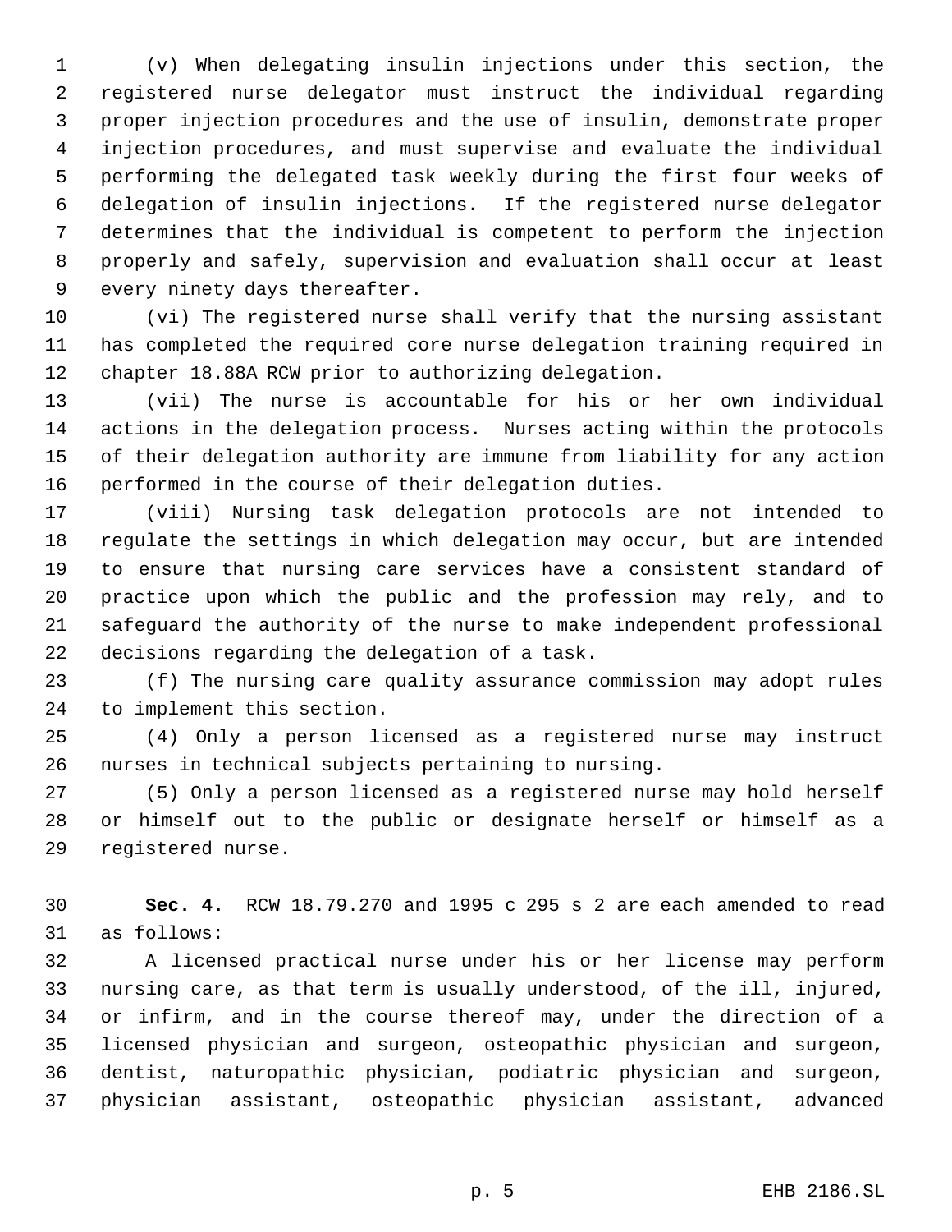(v) When delegating insulin injections under this section, the registered nurse delegator must instruct the individual regarding proper injection procedures and the use of insulin, demonstrate proper injection procedures, and must supervise and evaluate the individual performing the delegated task weekly during the first four weeks of delegation of insulin injections. If the registered nurse delegator determines that the individual is competent to perform the injection properly and safely, supervision and evaluation shall occur at least every ninety days thereafter.

(vi) The registered nurse shall verify that the nursing assistant has completed the required core nurse delegation training required in chapter 18.88A RCW prior to authorizing delegation.

(vii) The nurse is accountable for his or her own individual actions in the delegation process. Nurses acting within the protocols of their delegation authority are immune from liability for any action performed in the course of their delegation duties.

(viii) Nursing task delegation protocols are not intended to regulate the settings in which delegation may occur, but are intended to ensure that nursing care services have a consistent standard of practice upon which the public and the profession may rely, and to safeguard the authority of the nurse to make independent professional decisions regarding the delegation of a task.

(f) The nursing care quality assurance commission may adopt rules to implement this section.

(4) Only a person licensed as a registered nurse may instruct nurses in technical subjects pertaining to nursing.

(5) Only a person licensed as a registered nurse may hold herself or himself out to the public or designate herself or himself as a registered nurse.

**Sec. 4.** RCW 18.79.270 and 1995 c 295 s 2 are each amended to read as follows:

A licensed practical nurse under his or her license may perform nursing care, as that term is usually understood, of the ill, injured, or infirm, and in the course thereof may, under the direction of a licensed physician and surgeon, osteopathic physician and surgeon, dentist, naturopathic physician, podiatric physician and surgeon, physician assistant, osteopathic physician assistant, advanced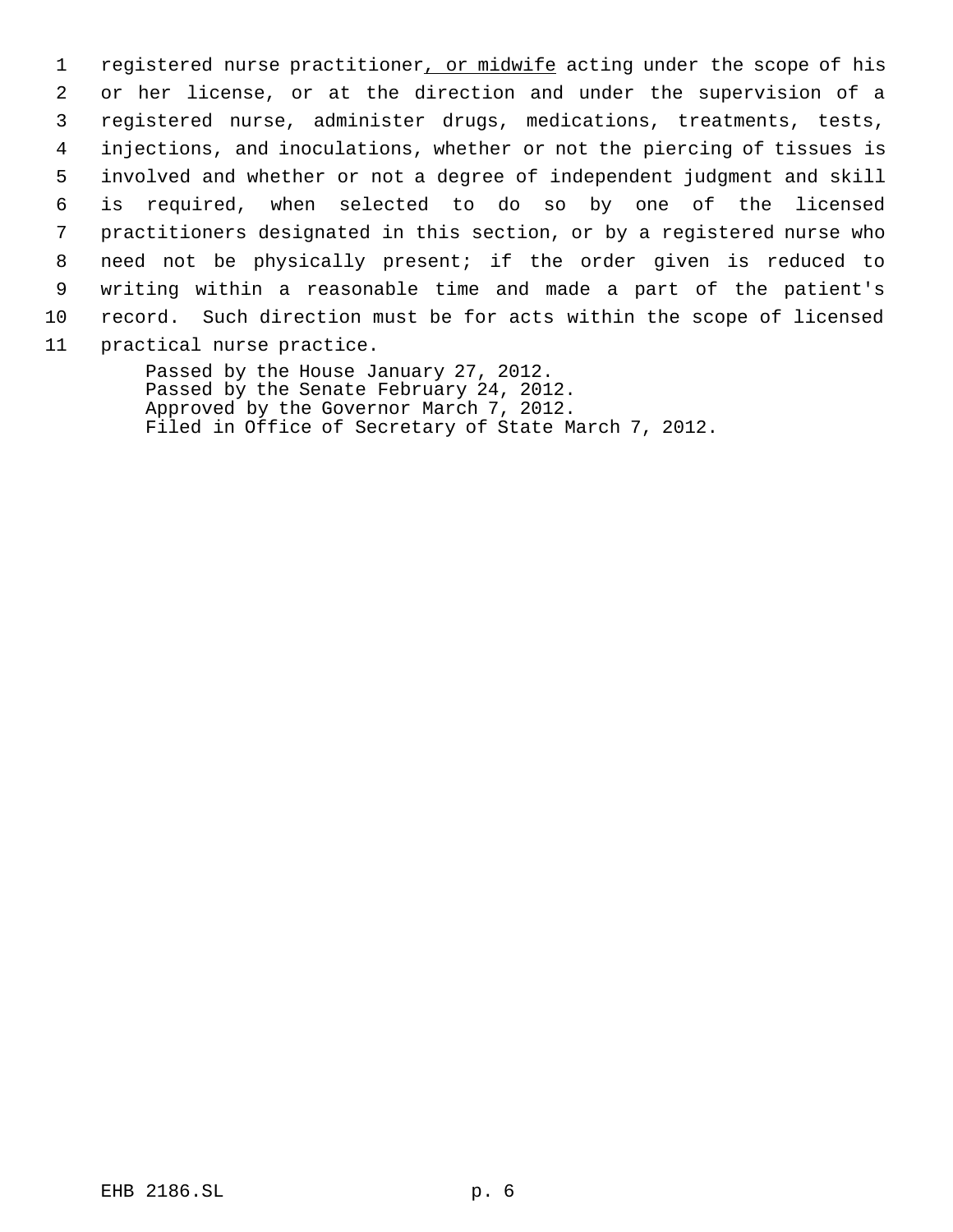registered nurse practitioner, or midwife acting under the scope of his or her license, or at the direction and under the supervision of a registered nurse, administer drugs, medications, treatments, tests, injections, and inoculations, whether or not the piercing of tissues is involved and whether or not a degree of independent judgment and skill is required, when selected to do so by one of the licensed practitioners designated in this section, or by a registered nurse who need not be physically present; if the order given is reduced to writing within a reasonable time and made a part of the patient's record. Such direction must be for acts within the scope of licensed practical nurse practice.

Passed by the House January 27, 2012.
Passed by the Senate February 24, 2012.
Approved by the Governor March 7, 2012.
Filed in Office of Secretary of State March 7, 2012.